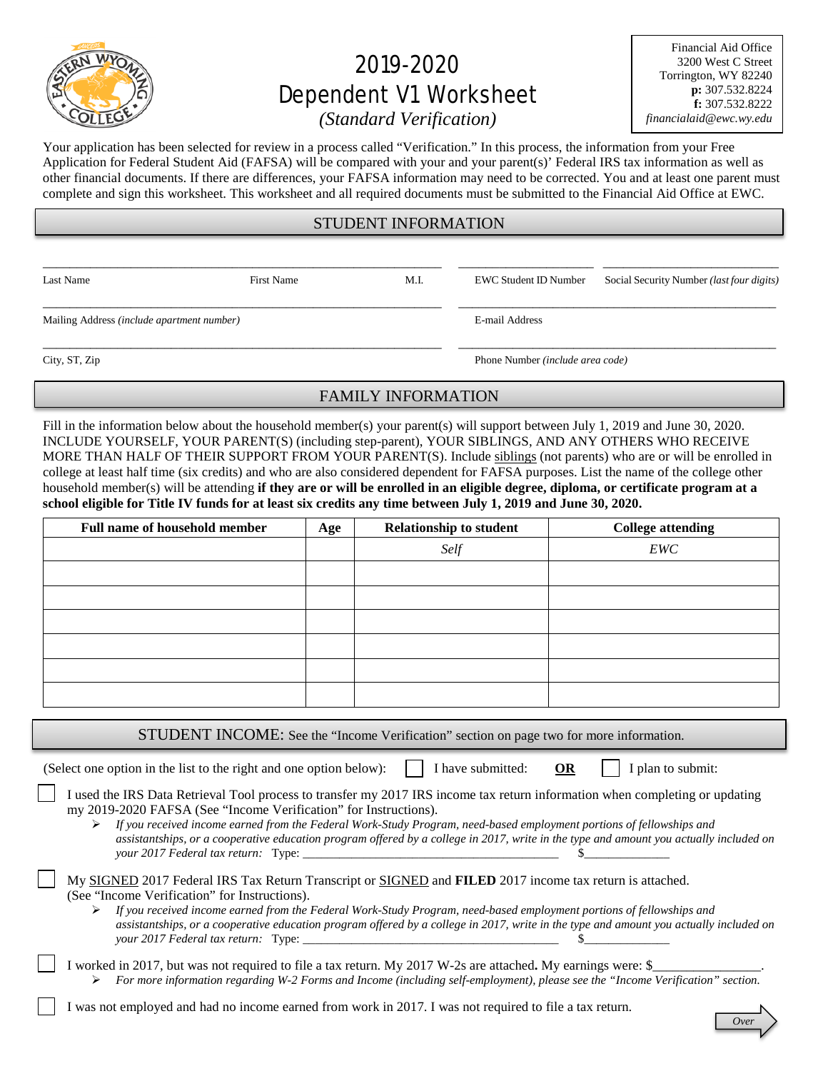# 2019-2020 Dependent V1 Worksheet

*(Standard Verification)*

Financial Aid Office
3200 West C Street
Torrington, WY 82240
**p:** 307.532.8224
**f:** 307.532.8222
*financialaid@ewc.wy.edu*

Your application has been selected for review in a process called "Verification." In this process, the information from your Free Application for Federal Student Aid (FAFSA) will be compared with your and your parent(s)' Federal IRS tax information as well as other financial documents. If there are differences, your FAFSA information may need to be corrected. You and at least one parent must complete and sign this worksheet. This worksheet and all required documents must be submitted to the Financial Aid Office at EWC.

## STUDENT INFORMATION

Last Name _______________ First Name _______________ M.I. ____ EWC Student ID Number _______________ Social Security Number *(last four digits)* _______________

Mailing Address *(include apartment number)* _______________ E-mail Address _______________

City, ST, Zip _______________ Phone Number *(include area code)* _______________

## FAMILY INFORMATION

Fill in the information below about the household member(s) your parent(s) will support between July 1, 2019 and June 30, 2020. INCLUDE YOURSELF, YOUR PARENT(S) (including step-parent), YOUR SIBLINGS, AND ANY OTHERS WHO RECEIVE MORE THAN HALF OF THEIR SUPPORT FROM YOUR PARENT(S). Include siblings (not parents) who are or will be enrolled in college at least half time (six credits) and who are also considered dependent for FAFSA purposes. List the name of the college other household member(s) will be attending **if they are or will be enrolled in an eligible degree, diploma, or certificate program at a school eligible for Title IV funds for at least six credits any time between July 1, 2019 and June 30, 2020.**

| Full name of household member | Age | Relationship to student | College attending |
|---|---|---|---|
| | | *Self* | *EWC* |
| | | | |
| | | | |
| | | | |
| | | | |
| | | | |
| | | | |

## STUDENT INCOME: See the "Income Verification" section on page two for more information.

(Select one option in the list to the right and one option below): ☐ I have submitted: **OR** ☐ I plan to submit:

☐ I used the IRS Data Retrieval Tool process to transfer my 2017 IRS income tax return information when completing or updating my 2019-2020 FAFSA (See "Income Verification" for Instructions).

- *If you received income earned from the Federal Work-Study Program, need-based employment portions of fellowships and assistantships, or a cooperative education program offered by a college in 2017, write in the type and amount you actually included on your 2017 Federal tax return:* Type: _______________ $_______________

☐ My SIGNED 2017 Federal IRS Tax Return Transcript or SIGNED and **FILED** 2017 income tax return is attached. (See "Income Verification" for Instructions).

- *If you received income earned from the Federal Work-Study Program, need-based employment portions of fellowships and assistantships, or a cooperative education program offered by a college in 2017, write in the type and amount you actually included on your 2017 Federal tax return:* Type: _______________ $_______________

☐ I worked in 2017, but was not required to file a tax return. My 2017 W-2s are attached**.** My earnings were: $_______________.

- *For more information regarding W-2 Forms and Income (including self-employment), please see the "Income Verification" section.*

☐ I was not employed and had no income earned from work in 2017. I was not required to file a tax return.

*Over*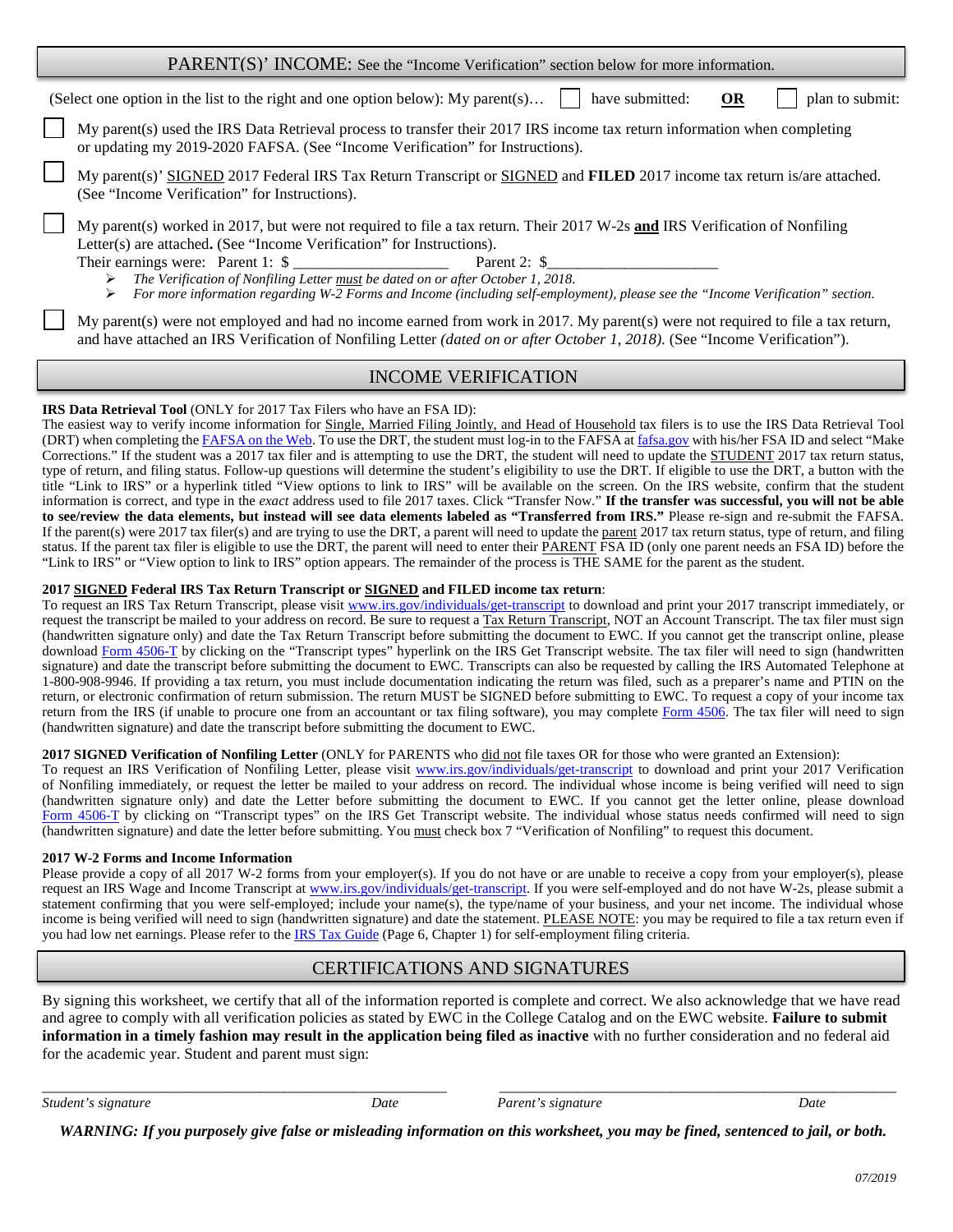## PARENT(S)' INCOME: See the "Income Verification" section below for more information.

(Select one option in the list to the right and one option below): My parent(s)… ☐ have submitted: **OR** ☐ plan to submit:

☐ My parent(s) used the IRS Data Retrieval process to transfer their 2017 IRS income tax return information when completing or updating my 2019-2020 FAFSA. (See "Income Verification" for Instructions).

☐ My parent(s)' SIGNED 2017 Federal IRS Tax Return Transcript or SIGNED and **FILED** 2017 income tax return is/are attached. (See "Income Verification" for Instructions).

☐ My parent(s) worked in 2017, but were not required to file a tax return. Their 2017 W-2s **and** IRS Verification of Nonfiling Letter(s) are attached**.** (See "Income Verification" for Instructions).
Their earnings were: Parent 1: $ ____________________ Parent 2: $______________________

- *The Verification of Nonfiling Letter must be dated on or after October 1, 2018.*
- *For more information regarding W-2 Forms and Income (including self-employment), please see the "Income Verification" section.*

☐ My parent(s) were not employed and had no income earned from work in 2017. My parent(s) were not required to file a tax return, and have attached an IRS Verification of Nonfiling Letter *(dated on or after October 1, 2018)*. (See "Income Verification").

## INCOME VERIFICATION

**IRS Data Retrieval Tool** (ONLY for 2017 Tax Filers who have an FSA ID):
The easiest way to verify income information for Single, Married Filing Jointly, and Head of Household tax filers is to use the IRS Data Retrieval Tool (DRT) when completing the FAFSA on the Web. To use the DRT, the student must log-in to the FAFSA at fafsa.gov with his/her FSA ID and select "Make Corrections." If the student was a 2017 tax filer and is attempting to use the DRT, the student will need to update the STUDENT 2017 tax return status, type of return, and filing status. Follow-up questions will determine the student's eligibility to use the DRT. If eligible to use the DRT, a button with the title "Link to IRS" or a hyperlink titled "View options to link to IRS" will be available on the screen. On the IRS website, confirm that the student information is correct, and type in the *exact* address used to file 2017 taxes. Click "Transfer Now." **If the transfer was successful, you will not be able to see/review the data elements, but instead will see data elements labeled as "Transferred from IRS."** Please re-sign and re-submit the FAFSA. If the parent(s) were 2017 tax filer(s) and are trying to use the DRT, a parent will need to update the parent 2017 tax return status, type of return, and filing status. If the parent tax filer is eligible to use the DRT, the parent will need to enter their PARENT FSA ID (only one parent needs an FSA ID) before the "Link to IRS" or "View option to link to IRS" option appears. The remainder of the process is THE SAME for the parent as the student.

**2017 SIGNED Federal IRS Tax Return Transcript or SIGNED and FILED income tax return**:
To request an IRS Tax Return Transcript, please visit www.irs.gov/individuals/get-transcript to download and print your 2017 transcript immediately, or request the transcript be mailed to your address on record. Be sure to request a Tax Return Transcript, NOT an Account Transcript. The tax filer must sign (handwritten signature only) and date the Tax Return Transcript before submitting the document to EWC. If you cannot get the transcript online, please download Form 4506-T by clicking on the "Transcript types" hyperlink on the IRS Get Transcript website. The tax filer will need to sign (handwritten signature) and date the transcript before submitting the document to EWC. Transcripts can also be requested by calling the IRS Automated Telephone at 1-800-908-9946. If providing a tax return, you must include documentation indicating the return was filed, such as a preparer's name and PTIN on the return, or electronic confirmation of return submission. The return MUST be SIGNED before submitting to EWC. To request a copy of your income tax return from the IRS (if unable to procure one from an accountant or tax filing software), you may complete Form 4506. The tax filer will need to sign (handwritten signature) and date the transcript before submitting the document to EWC.

**2017 SIGNED Verification of Nonfiling Letter** (ONLY for PARENTS who did not file taxes OR for those who were granted an Extension):
To request an IRS Verification of Nonfiling Letter, please visit www.irs.gov/individuals/get-transcript to download and print your 2017 Verification of Nonfiling immediately, or request the letter be mailed to your address on record. The individual whose income is being verified will need to sign (handwritten signature only) and date the Letter before submitting the document to EWC. If you cannot get the letter online, please download Form 4506-T by clicking on "Transcript types" on the IRS Get Transcript website. The individual whose status needs confirmed will need to sign (handwritten signature) and date the letter before submitting. You must check box 7 "Verification of Nonfiling" to request this document.

**2017 W-2 Forms and Income Information**
Please provide a copy of all 2017 W-2 forms from your employer(s). If you do not have or are unable to receive a copy from your employer(s), please request an IRS Wage and Income Transcript at www.irs.gov/individuals/get-transcript. If you were self-employed and do not have W-2s, please submit a statement confirming that you were self-employed; include your name(s), the type/name of your business, and your net income. The individual whose income is being verified will need to sign (handwritten signature) and date the statement. PLEASE NOTE: you may be required to file a tax return even if you had low net earnings. Please refer to the IRS Tax Guide (Page 6, Chapter 1) for self-employment filing criteria.

## CERTIFICATIONS AND SIGNATURES

By signing this worksheet, we certify that all of the information reported is complete and correct. We also acknowledge that we have read and agree to comply with all verification policies as stated by EWC in the College Catalog and on the EWC website. **Failure to submit information in a timely fashion may result in the application being filed as inactive** with no further consideration and no federal aid for the academic year. Student and parent must sign:

_______________________________________________ _______________________________________________
*Student's signature* *Date* *Parent's signature* *Date*

***WARNING: If you purposely give false or misleading information on this worksheet, you may be fined, sentenced to jail, or both.***

*07/2019*